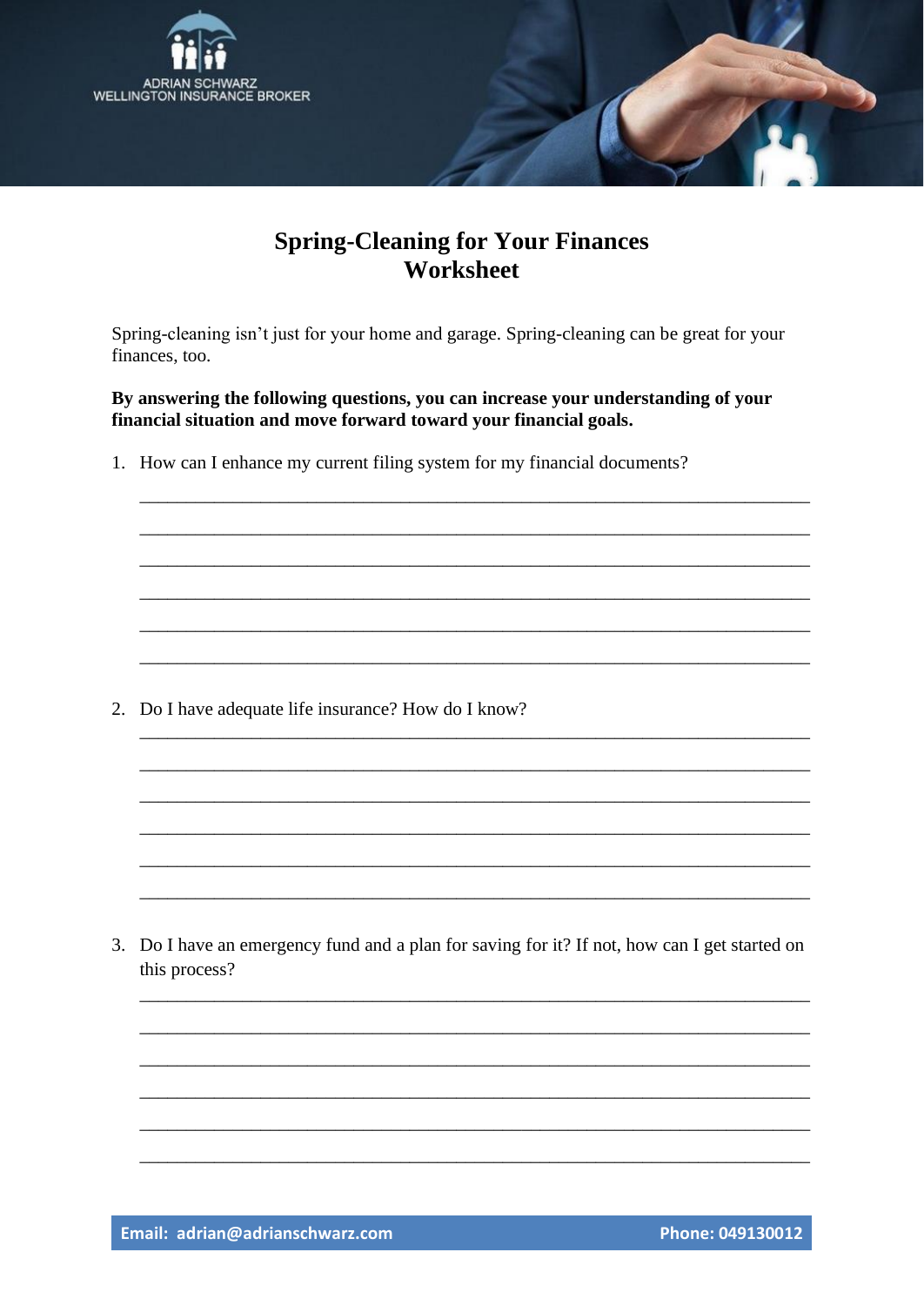ADRIAN SCHWARZ
WELLINGTON INSURANCE BROKER

# Spring-Cleaning for Your Finances Worksheet

Spring-cleaning isn't just for your home and garage. Spring-cleaning can be great for your finances, too.

**By answering the following questions, you can increase your understanding of your financial situation and move forward toward your financial goals.**

1. How can I enhance my current filing system for my financial documents?

______________________________________________________________________

______________________________________________________________________

______________________________________________________________________

______________________________________________________________________

______________________________________________________________________

______________________________________________________________________

2. Do I have adequate life insurance? How do I know?

______________________________________________________________________

______________________________________________________________________

______________________________________________________________________

______________________________________________________________________

______________________________________________________________________

______________________________________________________________________

3. Do I have an emergency fund and a plan for saving for it? If not, how can I get started on this process?

______________________________________________________________________

______________________________________________________________________

______________________________________________________________________

______________________________________________________________________

______________________________________________________________________

______________________________________________________________________

**Email: adrian@adrianschwarz.com** **Phone: 049130012**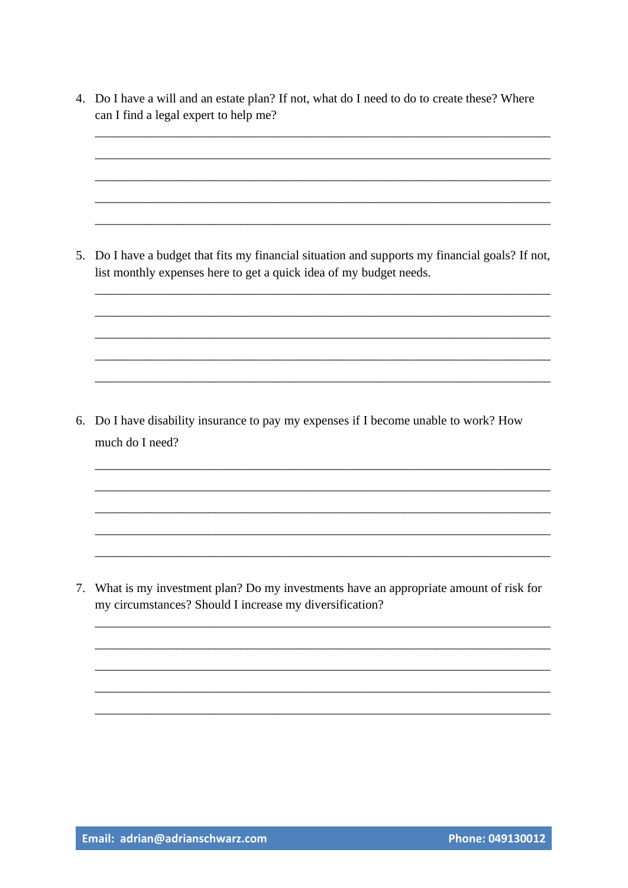4. Do I have a will and an estate plan? If not, what do I need to do to create these? Where can I find a legal expert to help me?

5. Do I have a budget that fits my financial situation and supports my financial goals? If not, list monthly expenses here to get a quick idea of my budget needs.

6. Do I have disability insurance to pay my expenses if I become unable to work? How much do I need?

7. What is my investment plan? Do my investments have an appropriate amount of risk for my circumstances? Should I increase my diversification?